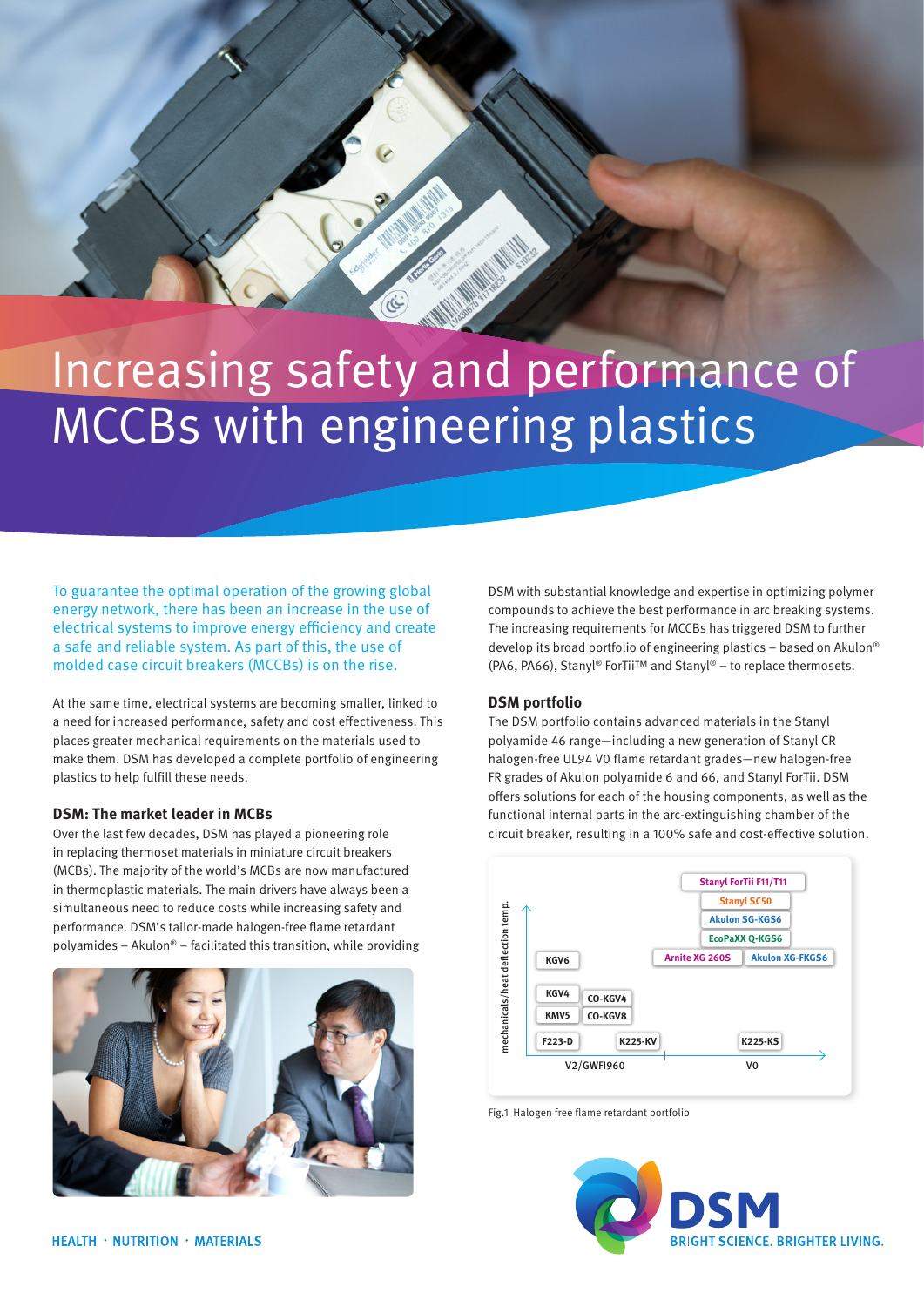# Increasing safety and performance of MCCBs with engineering plastics

To guarantee the optimal operation of the growing global energy network, there has been an increase in the use of electrical systems to improve energy efficiency and create a safe and reliable system. As part of this, the use of molded case circuit breakers (MCCBs) is on the rise.

At the same time, electrical systems are becoming smaller, linked to a need for increased performance, safety and cost effectiveness. This places greater mechanical requirements on the materials used to make them. DSM has developed a complete portfolio of engineering plastics to help fulfill these needs.

### DSM: The market leader in MCBs

Over the last few decades, DSM has played a pioneering role in replacing thermoset materials in miniature circuit breakers (MCBs). The majority of the world's MCBs are now manufactured in thermoplastic materials. The main drivers have always been a simultaneous need to reduce costs while increasing safety and performance. DSM's tailor-made halogen-free flame retardant polyamides – Akulon® – facilitated this transition, while providing DSM with substantial knowledge and expertise in optimizing polymer compounds to achieve the best performance in arc breaking systems. The increasing requirements for MCCBs has triggered DSM to further develop its broad portfolio of engineering plastics – based on Akulon® (PA6, PA66), Stanyl® ForTii™ and Stanyl® – to replace thermosets.

### DSM portfolio

The DSM portfolio contains advanced materials in the Stanyl polyamide 46 range—including a new generation of Stanyl CR halogen-free UL94 V0 flame retardant grades—new halogen-free FR grades of Akulon polyamide 6 and 66, and Stanyl ForTii. DSM offers solutions for each of the housing components, as well as the functional internal parts in the arc-extinguishing chamber of the circuit breaker, resulting in a 100% safe and cost-effective solution.

| mechanicals/heat deflection temp. | V2/GWFI960 | V0 |
|---|---|---|
| Highest | | Stanyl ForTii F11/T11 |
| | | Stanyl SC50 |
| | | Akulon SG-KGS6 |
| | | EcoPaXX Q-KGS6 |
| | KGV6 | Arnite XG 260S, Akulon XG-FKGS6 |
| | KGV4, KMV5, CO-KGV4, CO-KGV8 | |
| Lowest | F223-D, K225-KV | K225-KS |

Fig.1 Halogen free flame retardant portfolio

HEALTH · NUTRITION · MATERIALS

DSM BRIGHT SCIENCE. BRIGHTER LIVING.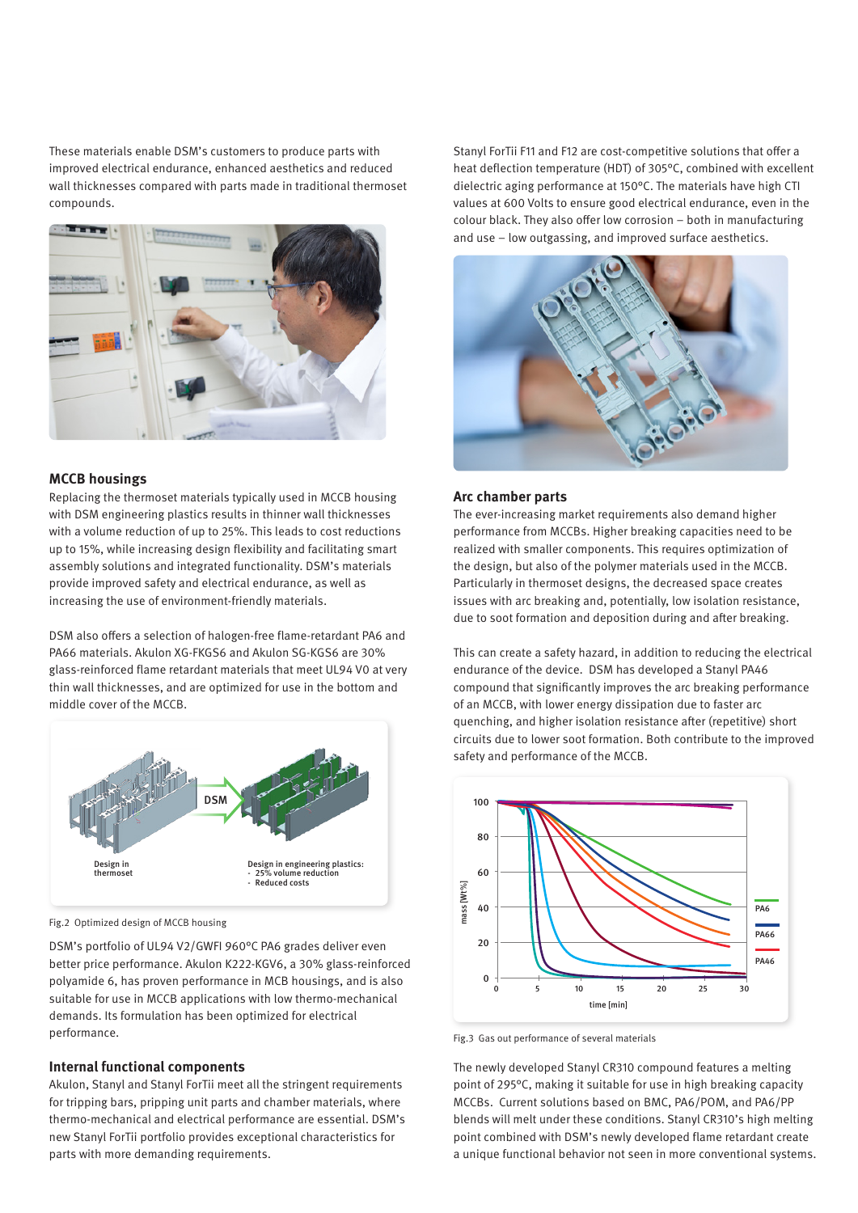These materials enable DSM's customers to produce parts with improved electrical endurance, enhanced aesthetics and reduced wall thicknesses compared with parts made in traditional thermoset compounds.

## MCCB housings

Replacing the thermoset materials typically used in MCCB housing with DSM engineering plastics results in thinner wall thicknesses with a volume reduction of up to 25%. This leads to cost reductions up to 15%, while increasing design flexibility and facilitating smart assembly solutions and integrated functionality. DSM's materials provide improved safety and electrical endurance, as well as increasing the use of environment-friendly materials.

DSM also offers a selection of halogen-free flame-retardant PA6 and PA66 materials. Akulon XG-FKGS6 and Akulon SG-KGS6 are 30% glass-reinforced flame retardant materials that meet UL94 V0 at very thin wall thicknesses, and are optimized for use in the bottom and middle cover of the MCCB.

Design in thermoset

DSM

Design in engineering plastics:
- 25% volume reduction
- Reduced costs

Fig.2 Optimized design of MCCB housing

DSM's portfolio of UL94 V2/GWFI 960°C PA6 grades deliver even better price performance. Akulon K222-KGV6, a 30% glass-reinforced polyamide 6, has proven performance in MCB housings, and is also suitable for use in MCCB applications with low thermo-mechanical demands. Its formulation has been optimized for electrical performance.

## Internal functional components

Akulon, Stanyl and Stanyl ForTii meet all the stringent requirements for tripping bars, pripping unit parts and chamber materials, where thermo-mechanical and electrical performance are essential. DSM's new Stanyl ForTii portfolio provides exceptional characteristics for parts with more demanding requirements.

Stanyl ForTii F11 and F12 are cost-competitive solutions that offer a heat deflection temperature (HDT) of 305°C, combined with excellent dielectric aging performance at 150°C. The materials have high CTI values at 600 Volts to ensure good electrical endurance, even in the colour black. They also offer low corrosion – both in manufacturing and use – low outgassing, and improved surface aesthetics.

## Arc chamber parts

The ever-increasing market requirements also demand higher performance from MCCBs. Higher breaking capacities need to be realized with smaller components. This requires optimization of the design, but also of the polymer materials used in the MCCB. Particularly in thermoset designs, the decreased space creates issues with arc breaking and, potentially, low isolation resistance, due to soot formation and deposition during and after breaking.

This can create a safety hazard, in addition to reducing the electrical endurance of the device. DSM has developed a Stanyl PA46 compound that significantly improves the arc breaking performance of an MCCB, with lower energy dissipation due to faster arc quenching, and higher isolation resistance after (repetitive) short circuits due to lower soot formation. Both contribute to the improved safety and performance of the MCCB.

Fig.3 Gas out performance of several materials

The newly developed Stanyl CR310 compound features a melting point of 295°C, making it suitable for use in high breaking capacity MCCBs. Current solutions based on BMC, PA6/POM, and PA6/PP blends will melt under these conditions. Stanyl CR310's high melting point combined with DSM's newly developed flame retardant create a unique functional behavior not seen in more conventional systems.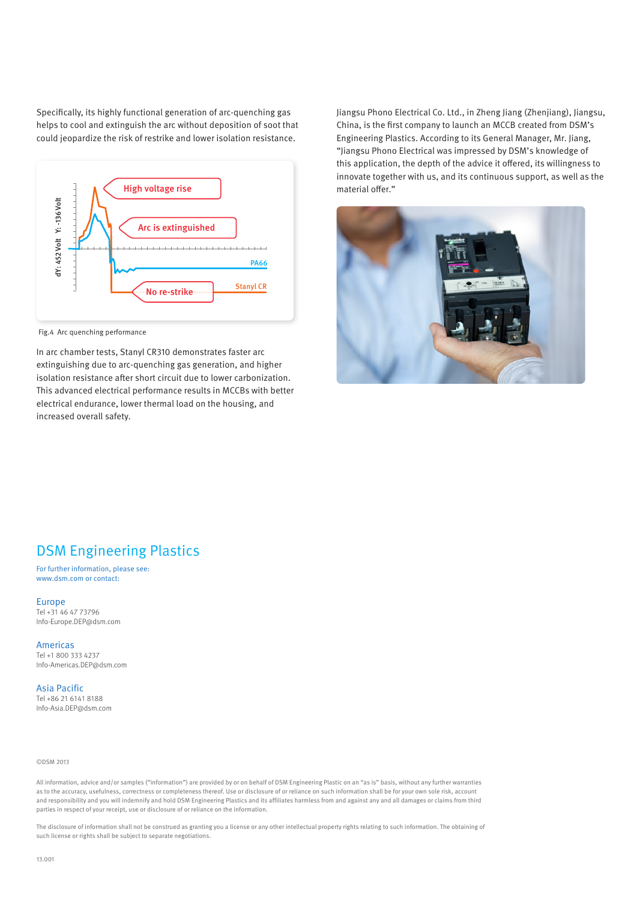Specifically, its highly functional generation of arc-quenching gas helps to cool and extinguish the arc without deposition of soot that could jeopardize the risk of restrike and lower isolation resistance.

dY: 452 Volt Y: -136 Volt

High voltage rise

Arc is extinguished

PA66

No re-strike

Stanyl CR

Fig.4 Arc quenching performance

In arc chamber tests, Stanyl CR310 demonstrates faster arc extinguishing due to arc-quenching gas generation, and higher isolation resistance after short circuit due to lower carbonization. This advanced electrical performance results in MCCBs with better electrical endurance, lower thermal load on the housing, and increased overall safety.

Jiangsu Phono Electrical Co. Ltd., in Zheng Jiang (Zhenjiang), Jiangsu, China, is the first company to launch an MCCB created from DSM's Engineering Plastics. According to its General Manager, Mr. Jiang, "Jiangsu Phono Electrical was impressed by DSM's knowledge of this application, the depth of the advice it offered, its willingness to innovate together with us, and its continuous support, as well as the material offer."

## DSM Engineering Plastics

For further information, please see:
www.dsm.com or contact:

### Europe

Tel +31 46 47 73796
Info-Europe.DEP@dsm.com

### Americas

Tel +1 800 333 4237
Info-Americas.DEP@dsm.com

### Asia Pacific

Tel +86 21 6141 8188
Info-Asia.DEP@dsm.com

©DSM 2013

All information, advice and/or samples ("information") are provided by or on behalf of DSM Engineering Plastic on an "as is" basis, without any further warranties as to the accuracy, usefulness, correctness or completeness thereof. Use or disclosure of or reliance on such information shall be for your own sole risk, account and responsibility and you will indemnify and hold DSM Engineering Plastics and its affiliates harmless from and against any and all damages or claims from third parties in respect of your receipt, use or disclosure of or reliance on the information.

The disclosure of information shall not be construed as granting you a license or any other intellectual property rights relating to such information. The obtaining of such license or rights shall be subject to separate negotiations.

13.001